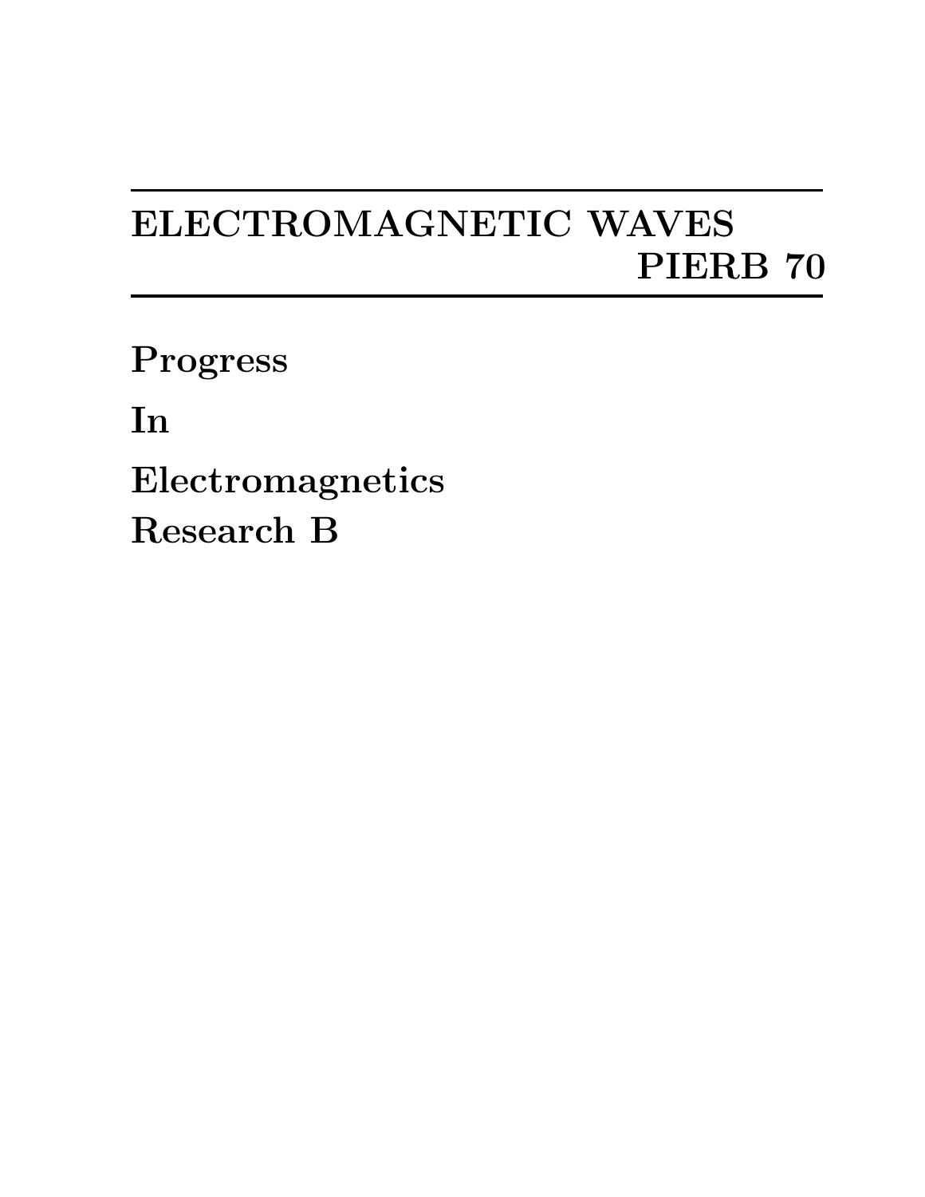# ELECTROMAGNETIC WAVES

## PIERB 70

**Progress**

**In**

**Electromagnetics**

**Research B**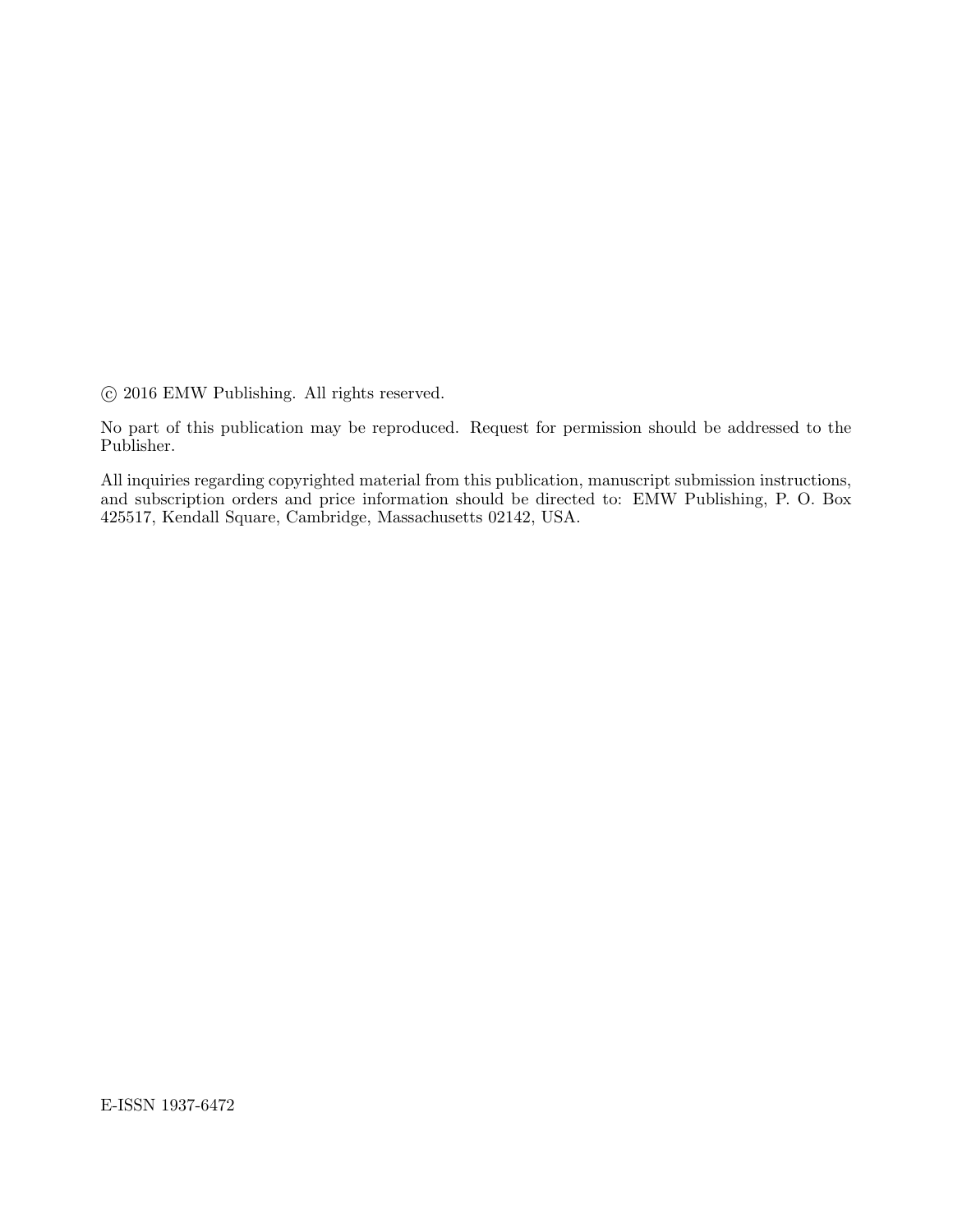© 2016 EMW Publishing. All rights reserved.

No part of this publication may be reproduced. Request for permission should be addressed to the Publisher.

All inquiries regarding copyrighted material from this publication, manuscript submission instructions, and subscription orders and price information should be directed to: EMW Publishing, P. O. Box 425517, Kendall Square, Cambridge, Massachusetts 02142, USA.

E-ISSN 1937-6472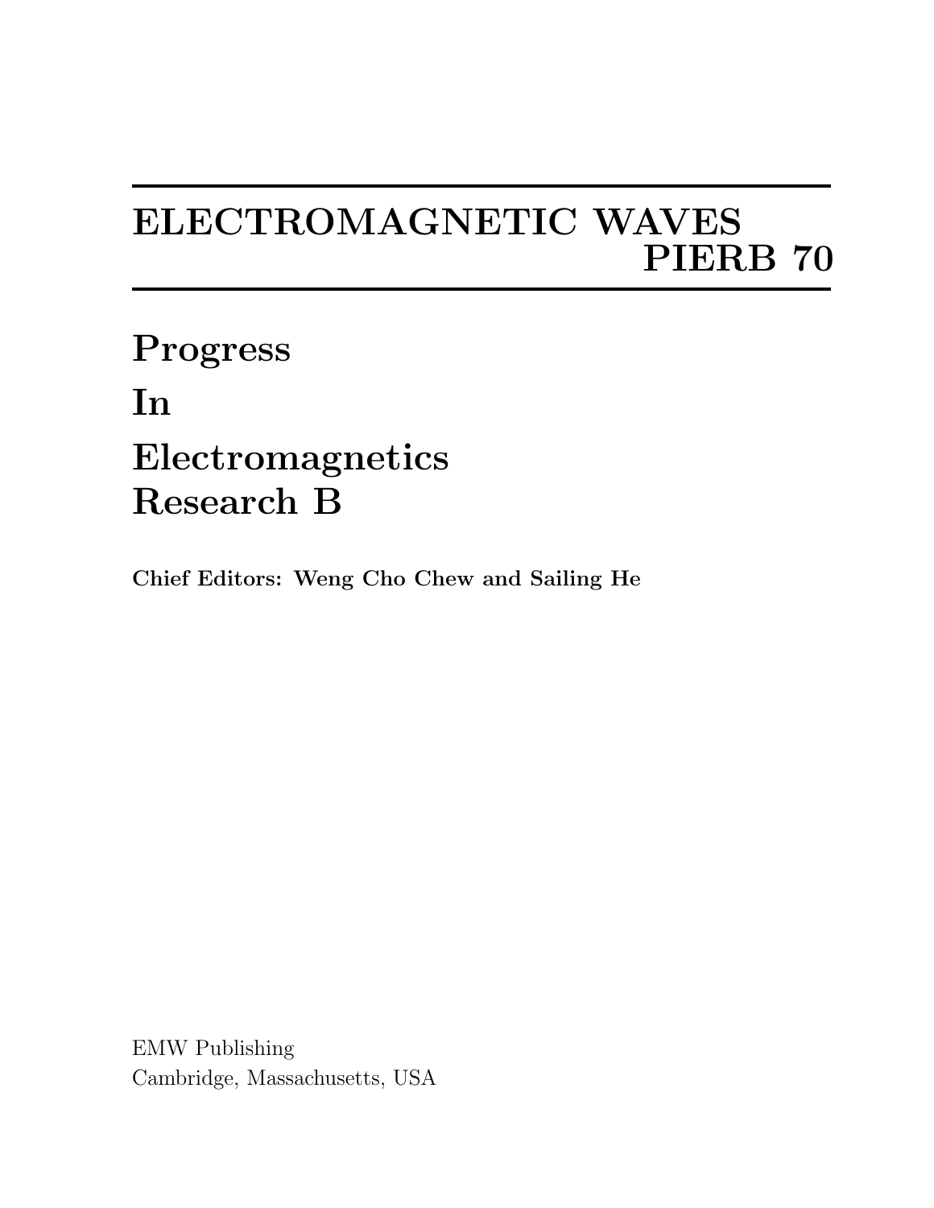# ELECTROMAGNETIC WAVES
# PIERB 70

## Progress
## In
## Electromagnetics
## Research B

**Chief Editors: Weng Cho Chew and Sailing He**

EMW Publishing
Cambridge, Massachusetts, USA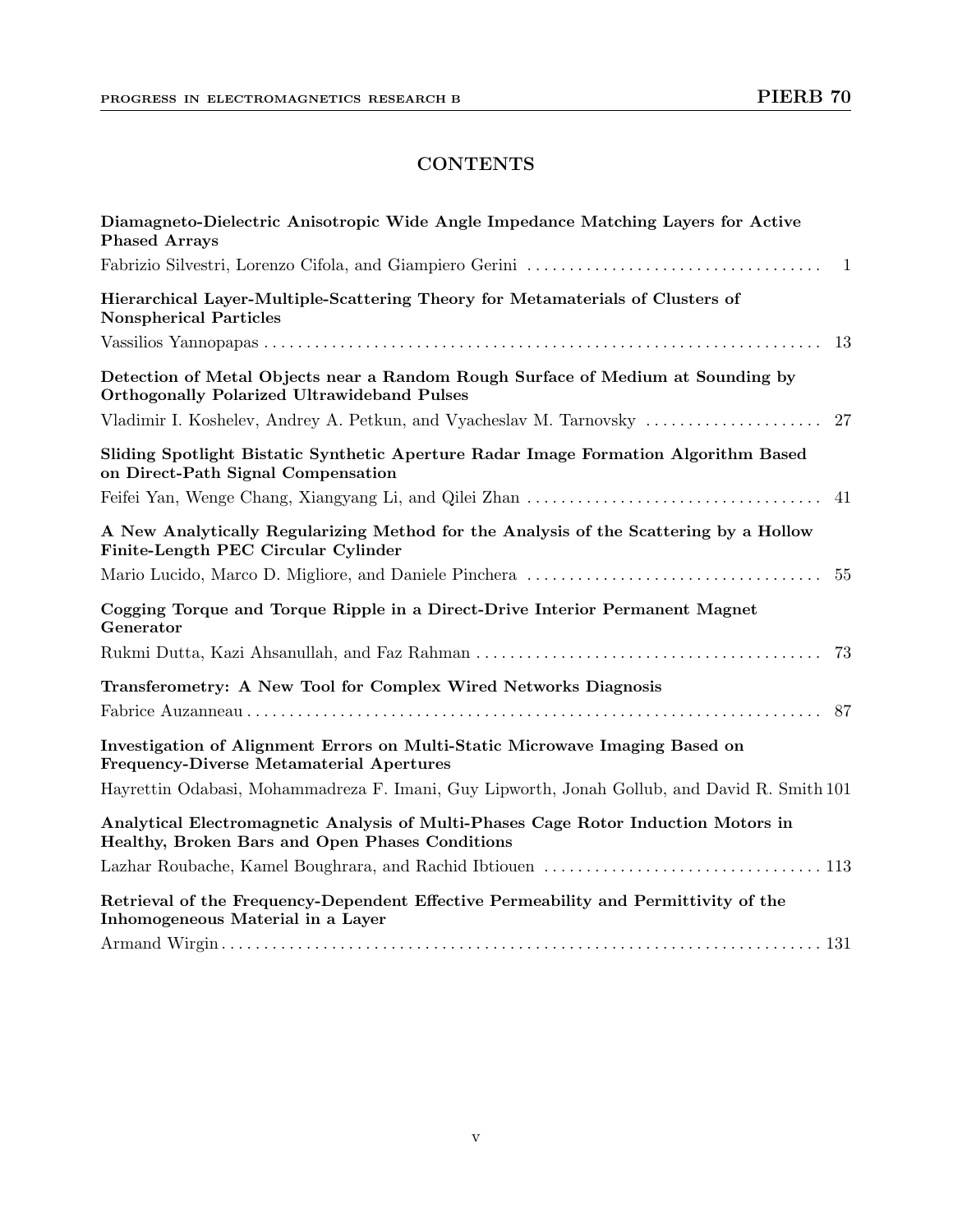# CONTENTS

**Diamagneto-Dielectric Anisotropic Wide Angle Impedance Matching Layers for Active Phased Arrays**

Fabrizio Silvestri, Lorenzo Cifola, and Giampiero Gerini . . . . . . . . . . . . . . . . . . . . . . . . . . . . . . . . . . 1

**Hierarchical Layer-Multiple-Scattering Theory for Metamaterials of Clusters of Nonspherical Particles**

Vassilios Yannopapas . . . . . . . . . . . . . . . . . . . . . . . . . . . . . . . . . . . . . . . . . . . . . . . . . . . . . . . . . . . . . . . . . . . 13

**Detection of Metal Objects near a Random Rough Surface of Medium at Sounding by Orthogonally Polarized Ultrawideband Pulses**

Vladimir I. Koshelev, Andrey A. Petkun, and Vyacheslav M. Tarnovsky . . . . . . . . . . . . . . . . . . . . . 27

**Sliding Spotlight Bistatic Synthetic Aperture Radar Image Formation Algorithm Based on Direct-Path Signal Compensation**

Feifei Yan, Wenge Chang, Xiangyang Li, and Qilei Zhan . . . . . . . . . . . . . . . . . . . . . . . . . . . . . . . . . . . 41

**A New Analytically Regularizing Method for the Analysis of the Scattering by a Hollow Finite-Length PEC Circular Cylinder**

Mario Lucido, Marco D. Migliore, and Daniele Pinchera . . . . . . . . . . . . . . . . . . . . . . . . . . . . . . . . . . . 55

**Cogging Torque and Torque Ripple in a Direct-Drive Interior Permanent Magnet Generator**

Rukmi Dutta, Kazi Ahsanullah, and Faz Rahman . . . . . . . . . . . . . . . . . . . . . . . . . . . . . . . . . . . . . . . . . 73

**Transferometry: A New Tool for Complex Wired Networks Diagnosis**

Fabrice Auzanneau . . . . . . . . . . . . . . . . . . . . . . . . . . . . . . . . . . . . . . . . . . . . . . . . . . . . . . . . . . . . . . . . . . . . . 87

**Investigation of Alignment Errors on Multi-Static Microwave Imaging Based on Frequency-Diverse Metamaterial Apertures**

Hayrettin Odabasi, Mohammadreza F. Imani, Guy Lipworth, Jonah Gollub, and David R. Smith 101

**Analytical Electromagnetic Analysis of Multi-Phases Cage Rotor Induction Motors in Healthy, Broken Bars and Open Phases Conditions**

Lazhar Roubache, Kamel Boughrara, and Rachid Ibtiouen . . . . . . . . . . . . . . . . . . . . . . . . . . . . . . . . . 113

**Retrieval of the Frequency-Dependent Effective Permeability and Permittivity of the Inhomogeneous Material in a Layer**

Armand Wirgin . . . . . . . . . . . . . . . . . . . . . . . . . . . . . . . . . . . . . . . . . . . . . . . . . . . . . . . . . . . . . . . . . . . . . . . . 131